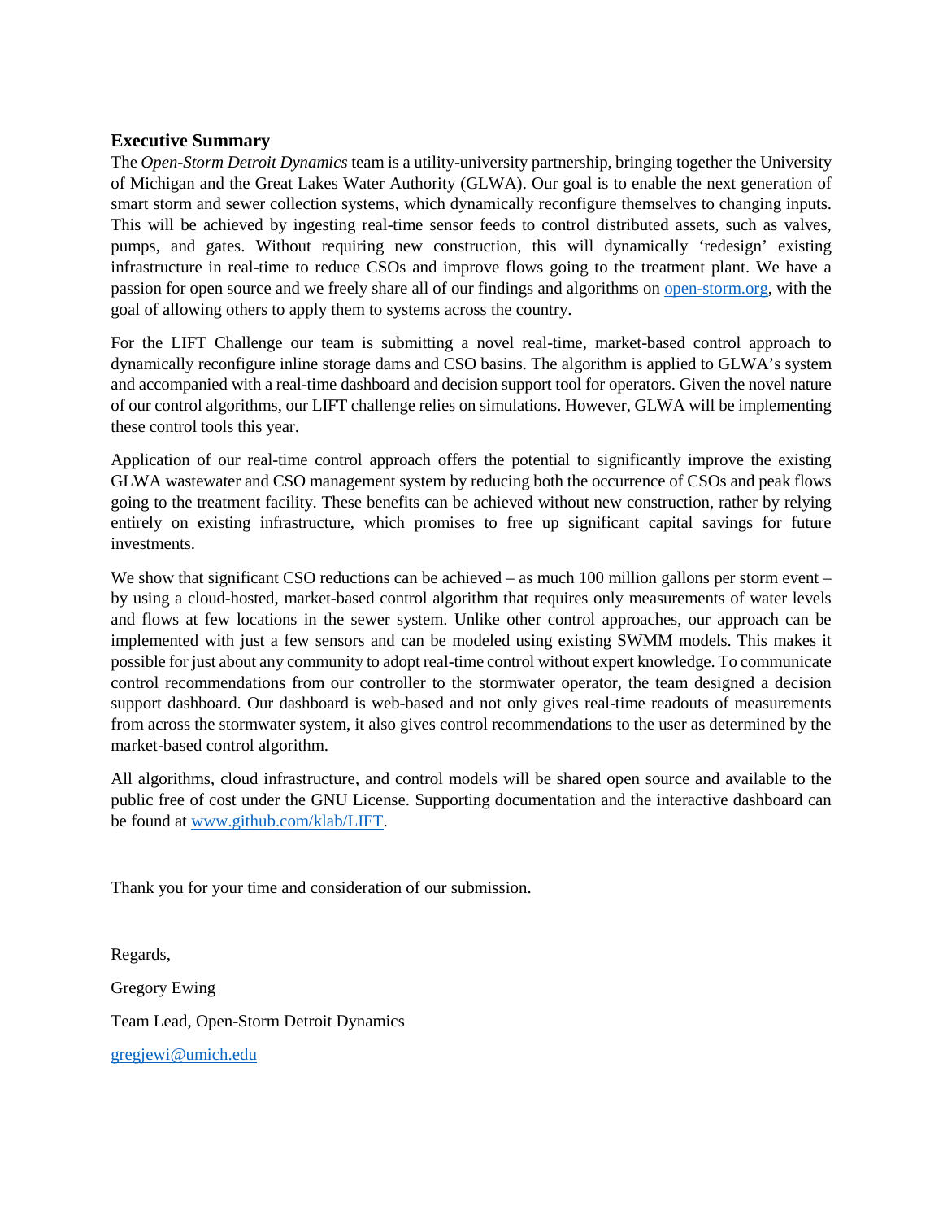## Executive Summary

The *Open-Storm Detroit Dynamics* team is a utility-university partnership, bringing together the University of Michigan and the Great Lakes Water Authority (GLWA). Our goal is to enable the next generation of smart storm and sewer collection systems, which dynamically reconfigure themselves to changing inputs. This will be achieved by ingesting real-time sensor feeds to control distributed assets, such as valves, pumps, and gates. Without requiring new construction, this will dynamically 'redesign' existing infrastructure in real-time to reduce CSOs and improve flows going to the treatment plant. We have a passion for open source and we freely share all of our findings and algorithms on [open-storm.org](open-storm.org), with the goal of allowing others to apply them to systems across the country.

For the LIFT Challenge our team is submitting a novel real-time, market-based control approach to dynamically reconfigure inline storage dams and CSO basins. The algorithm is applied to GLWA's system and accompanied with a real-time dashboard and decision support tool for operators. Given the novel nature of our control algorithms, our LIFT challenge relies on simulations. However, GLWA will be implementing these control tools this year.

Application of our real-time control approach offers the potential to significantly improve the existing GLWA wastewater and CSO management system by reducing both the occurrence of CSOs and peak flows going to the treatment facility. These benefits can be achieved without new construction, rather by relying entirely on existing infrastructure, which promises to free up significant capital savings for future investments.

We show that significant CSO reductions can be achieved – as much 100 million gallons per storm event – by using a cloud-hosted, market-based control algorithm that requires only measurements of water levels and flows at few locations in the sewer system. Unlike other control approaches, our approach can be implemented with just a few sensors and can be modeled using existing SWMM models. This makes it possible for just about any community to adopt real-time control without expert knowledge. To communicate control recommendations from our controller to the stormwater operator, the team designed a decision support dashboard. Our dashboard is web-based and not only gives real-time readouts of measurements from across the stormwater system, it also gives control recommendations to the user as determined by the market-based control algorithm.

All algorithms, cloud infrastructure, and control models will be shared open source and available to the public free of cost under the GNU License. Supporting documentation and the interactive dashboard can be found at [www.github.com/klab/LIFT](www.github.com/klab/LIFT).

Thank you for your time and consideration of our submission.

Regards,

Gregory Ewing

Team Lead, Open-Storm Detroit Dynamics

[gregjewi@umich.edu](mailto:gregjewi@umich.edu)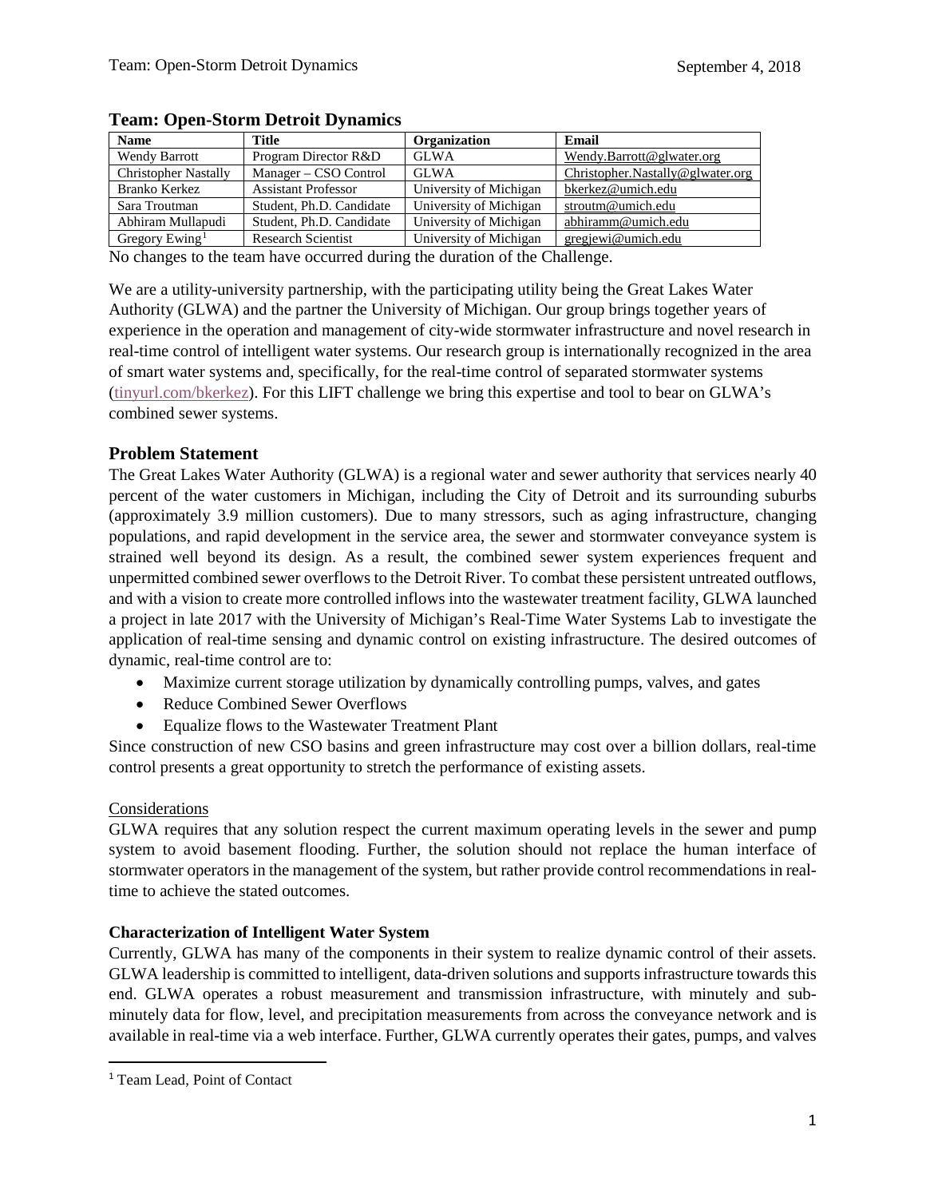## Team: Open-Storm Detroit Dynamics

| Name | Title | Organization | Email |
|---|---|---|---|
| Wendy Barrott | Program Director R&D | GLWA | Wendy.Barrott@glwater.org |
| Christopher Nastally | Manager – CSO Control | GLWA | Christopher.Nastally@glwater.org |
| Branko Kerkez | Assistant Professor | University of Michigan | bkerkez@umich.edu |
| Sara Troutman | Student, Ph.D. Candidate | University of Michigan | stroutm@umich.edu |
| Abhiram Mullapudi | Student, Ph.D. Candidate | University of Michigan | abhiramm@umich.edu |
| Gregory Ewing[1] | Research Scientist | University of Michigan | gregjewi@umich.edu |

No changes to the team have occurred during the duration of the Challenge.

We are a utility-university partnership, with the participating utility being the Great Lakes Water Authority (GLWA) and the partner the University of Michigan. Our group brings together years of experience in the operation and management of city-wide stormwater infrastructure and novel research in real-time control of intelligent water systems. Our research group is internationally recognized in the area of smart water systems and, specifically, for the real-time control of separated stormwater systems (tinyurl.com/bkerkez). For this LIFT challenge we bring this expertise and tool to bear on GLWA's combined sewer systems.

## Problem Statement

The Great Lakes Water Authority (GLWA) is a regional water and sewer authority that services nearly 40 percent of the water customers in Michigan, including the City of Detroit and its surrounding suburbs (approximately 3.9 million customers). Due to many stressors, such as aging infrastructure, changing populations, and rapid development in the service area, the sewer and stormwater conveyance system is strained well beyond its design. As a result, the combined sewer system experiences frequent and unpermitted combined sewer overflows to the Detroit River. To combat these persistent untreated outflows, and with a vision to create more controlled inflows into the wastewater treatment facility, GLWA launched a project in late 2017 with the University of Michigan's Real-Time Water Systems Lab to investigate the application of real-time sensing and dynamic control on existing infrastructure. The desired outcomes of dynamic, real-time control are to:

- Maximize current storage utilization by dynamically controlling pumps, valves, and gates
- Reduce Combined Sewer Overflows
- Equalize flows to the Wastewater Treatment Plant

Since construction of new CSO basins and green infrastructure may cost over a billion dollars, real-time control presents a great opportunity to stretch the performance of existing assets.

### Considerations

GLWA requires that any solution respect the current maximum operating levels in the sewer and pump system to avoid basement flooding. Further, the solution should not replace the human interface of stormwater operators in the management of the system, but rather provide control recommendations in real-time to achieve the stated outcomes.

### Characterization of Intelligent Water System

Currently, GLWA has many of the components in their system to realize dynamic control of their assets. GLWA leadership is committed to intelligent, data-driven solutions and supports infrastructure towards this end. GLWA operates a robust measurement and transmission infrastructure, with minutely and sub-minutely data for flow, level, and precipitation measurements from across the conveyance network and is available in real-time via a web interface. Further, GLWA currently operates their gates, pumps, and valves

[1] Team Lead, Point of Contact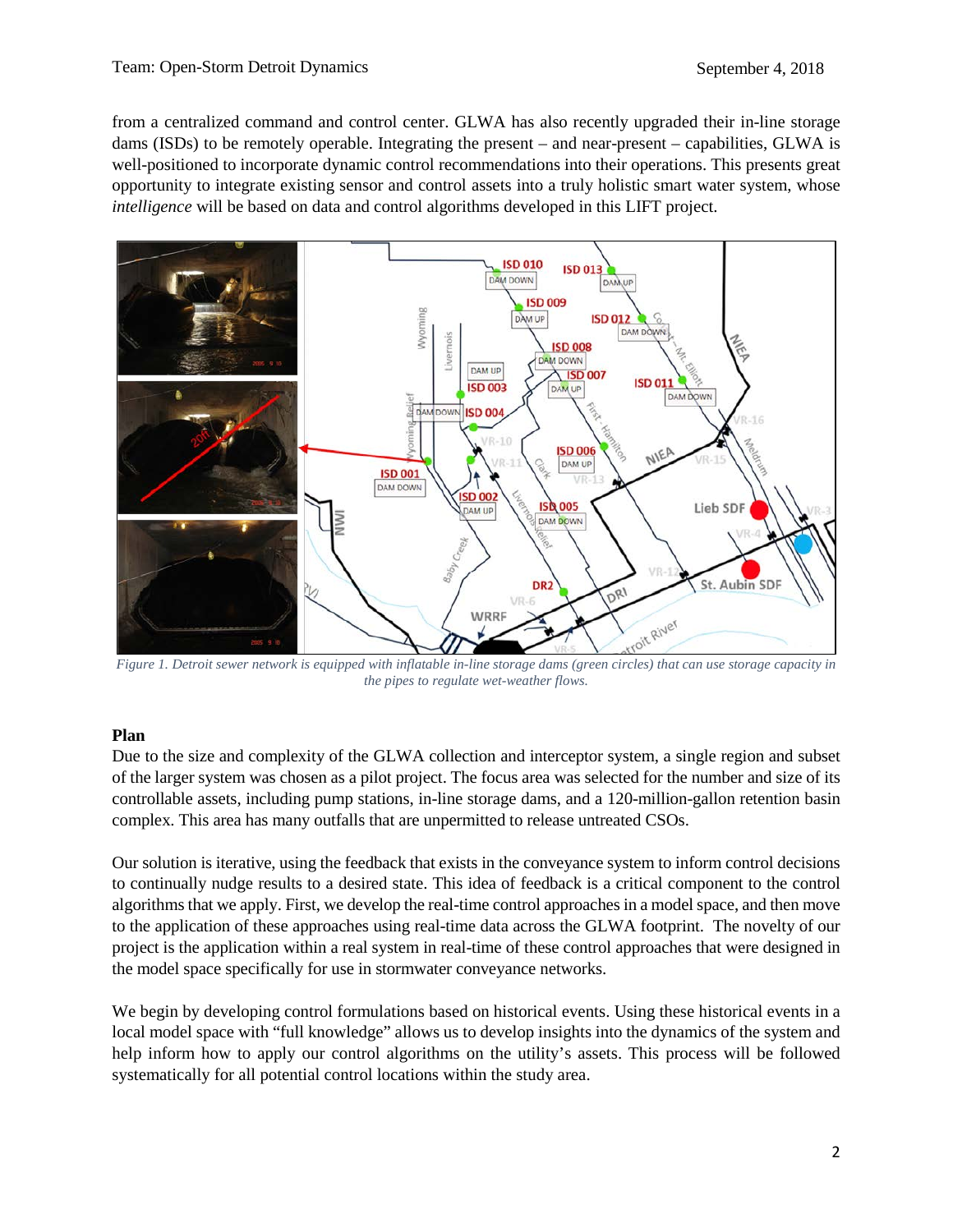from a centralized command and control center. GLWA has also recently upgraded their in-line storage dams (ISDs) to be remotely operable. Integrating the present – and near-present – capabilities, GLWA is well-positioned to incorporate dynamic control recommendations into their operations. This presents great opportunity to integrate existing sensor and control assets into a truly holistic smart water system, whose *intelligence* will be based on data and control algorithms developed in this LIFT project.

*Figure 1. Detroit sewer network is equipped with inflatable in-line storage dams (green circles) that can use storage capacity in the pipes to regulate wet-weather flows.*

## Plan

Due to the size and complexity of the GLWA collection and interceptor system, a single region and subset of the larger system was chosen as a pilot project. The focus area was selected for the number and size of its controllable assets, including pump stations, in-line storage dams, and a 120-million-gallon retention basin complex. This area has many outfalls that are unpermitted to release untreated CSOs.

Our solution is iterative, using the feedback that exists in the conveyance system to inform control decisions to continually nudge results to a desired state. This idea of feedback is a critical component to the control algorithms that we apply. First, we develop the real-time control approaches in a model space, and then move to the application of these approaches using real-time data across the GLWA footprint. The novelty of our project is the application within a real system in real-time of these control approaches that were designed in the model space specifically for use in stormwater conveyance networks.

We begin by developing control formulations based on historical events. Using these historical events in a local model space with "full knowledge" allows us to develop insights into the dynamics of the system and help inform how to apply our control algorithms on the utility's assets. This process will be followed systematically for all potential control locations within the study area.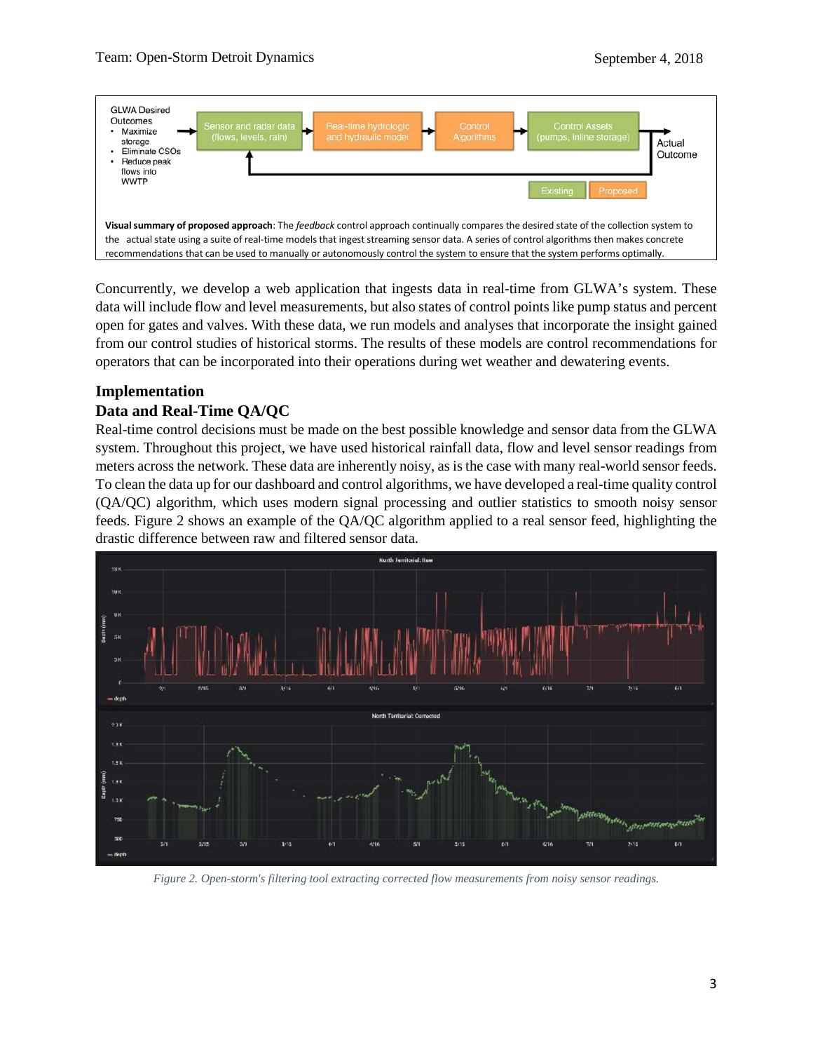GLWA Desired Outcomes
- Maximize storage
- Eliminate CSOs
- Reduce peak flows into WWTP

Sensor and radar data (flows, levels, rain) → Real-time hydrologic and hydraulic model → Control Algorithms → Control Assets (pumps, inline storage) → Actual Outcome

Existing | Proposed

**Visual summary of proposed approach**: The *feedback* control approach continually compares the desired state of the collection system to the actual state using a suite of real-time models that ingest streaming sensor data. A series of control algorithms then makes concrete recommendations that can be used to manually or autonomously control the system to ensure that the system performs optimally.

Concurrently, we develop a web application that ingests data in real-time from GLWA's system. These data will include flow and level measurements, but also states of control points like pump status and percent open for gates and valves. With these data, we run models and analyses that incorporate the insight gained from our control studies of historical storms. The results of these models are control recommendations for operators that can be incorporated into their operations during wet weather and dewatering events.

## Implementation

### Data and Real-Time QA/QC

Real-time control decisions must be made on the best possible knowledge and sensor data from the GLWA system. Throughout this project, we have used historical rainfall data, flow and level sensor readings from meters across the network. These data are inherently noisy, as is the case with many real-world sensor feeds. To clean the data up for our dashboard and control algorithms, we have developed a real-time quality control (QA/QC) algorithm, which uses modern signal processing and outlier statistics to smooth noisy sensor feeds. Figure 2 shows an example of the QA/QC algorithm applied to a real sensor feed, highlighting the drastic difference between raw and filtered sensor data.

*Figure 2. Open-storm's filtering tool extracting corrected flow measurements from noisy sensor readings.*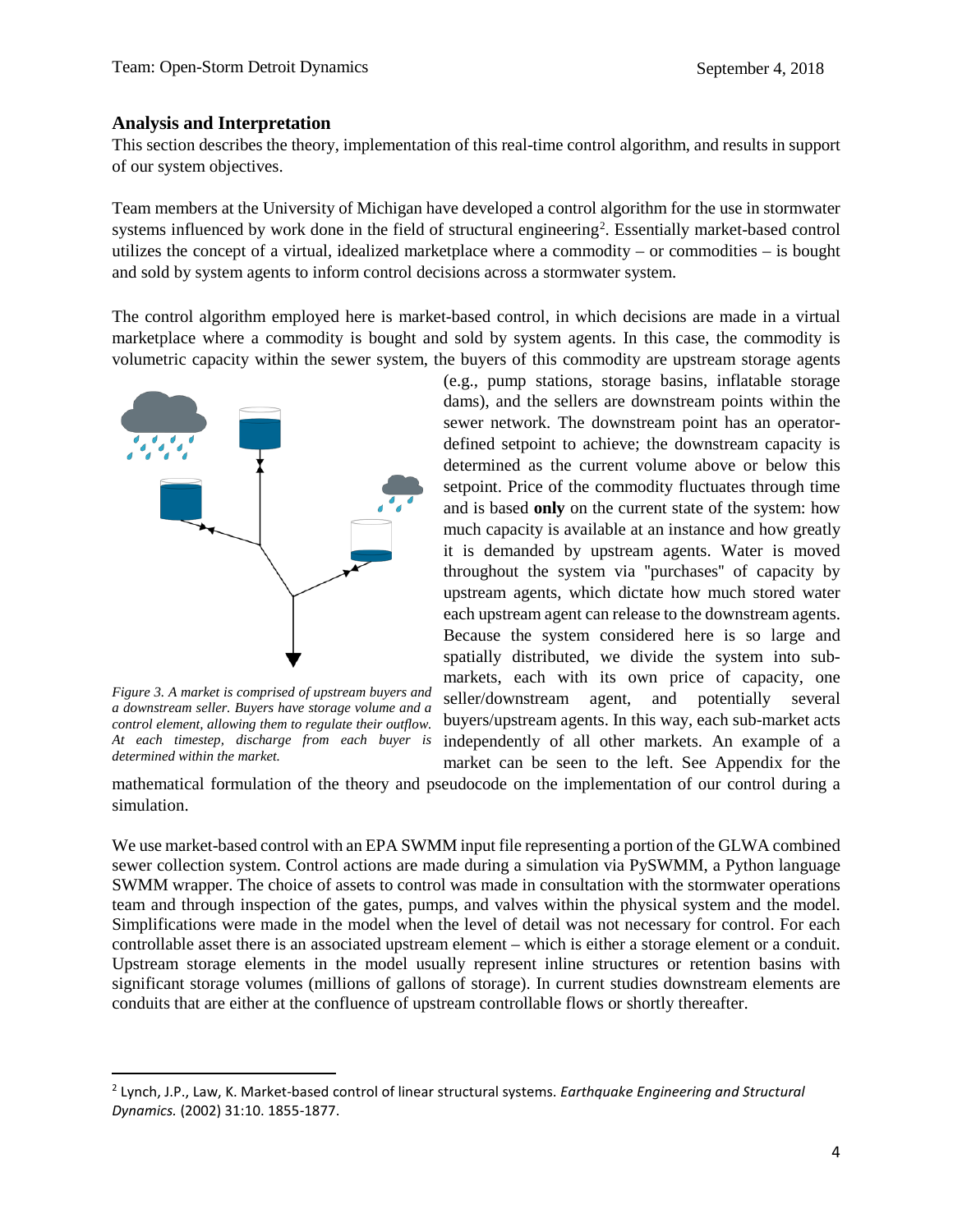## Analysis and Interpretation

This section describes the theory, implementation of this real-time control algorithm, and results in support of our system objectives.

Team members at the University of Michigan have developed a control algorithm for the use in stormwater systems influenced by work done in the field of structural engineering[2]. Essentially market-based control utilizes the concept of a virtual, idealized marketplace where a commodity – or commodities – is bought and sold by system agents to inform control decisions across a stormwater system.

The control algorithm employed here is market-based control, in which decisions are made in a virtual marketplace where a commodity is bought and sold by system agents. In this case, the commodity is volumetric capacity within the sewer system, the buyers of this commodity are upstream storage agents (e.g., pump stations, storage basins, inflatable storage dams), and the sellers are downstream points within the sewer network. The downstream point has an operator-defined setpoint to achieve; the downstream capacity is determined as the current volume above or below this setpoint. Price of the commodity fluctuates through time and is based **only** on the current state of the system: how much capacity is available at an instance and how greatly it is demanded by upstream agents. Water is moved throughout the system via "purchases" of capacity by upstream agents, which dictate how much stored water each upstream agent can release to the downstream agents. Because the system considered here is so large and spatially distributed, we divide the system into sub-markets, each with its own price of capacity, one seller/downstream agent, and potentially several buyers/upstream agents. In this way, each sub-market acts independently of all other markets. An example of a market can be seen to the left. See Appendix for the mathematical formulation of the theory and pseudocode on the implementation of our control during a simulation.

*Figure 3. A market is comprised of upstream buyers and a downstream seller. Buyers have storage volume and a control element, allowing them to regulate their outflow. At each timestep, discharge from each buyer is determined within the market.*

We use market-based control with an EPA SWMM input file representing a portion of the GLWA combined sewer collection system. Control actions are made during a simulation via PySWMM, a Python language SWMM wrapper. The choice of assets to control was made in consultation with the stormwater operations team and through inspection of the gates, pumps, and valves within the physical system and the model. Simplifications were made in the model when the level of detail was not necessary for control. For each controllable asset there is an associated upstream element – which is either a storage element or a conduit. Upstream storage elements in the model usually represent inline structures or retention basins with significant storage volumes (millions of gallons of storage). In current studies downstream elements are conduits that are either at the confluence of upstream controllable flows or shortly thereafter.

[2] Lynch, J.P., Law, K. Market-based control of linear structural systems. *Earthquake Engineering and Structural Dynamics.* (2002) 31:10. 1855-1877.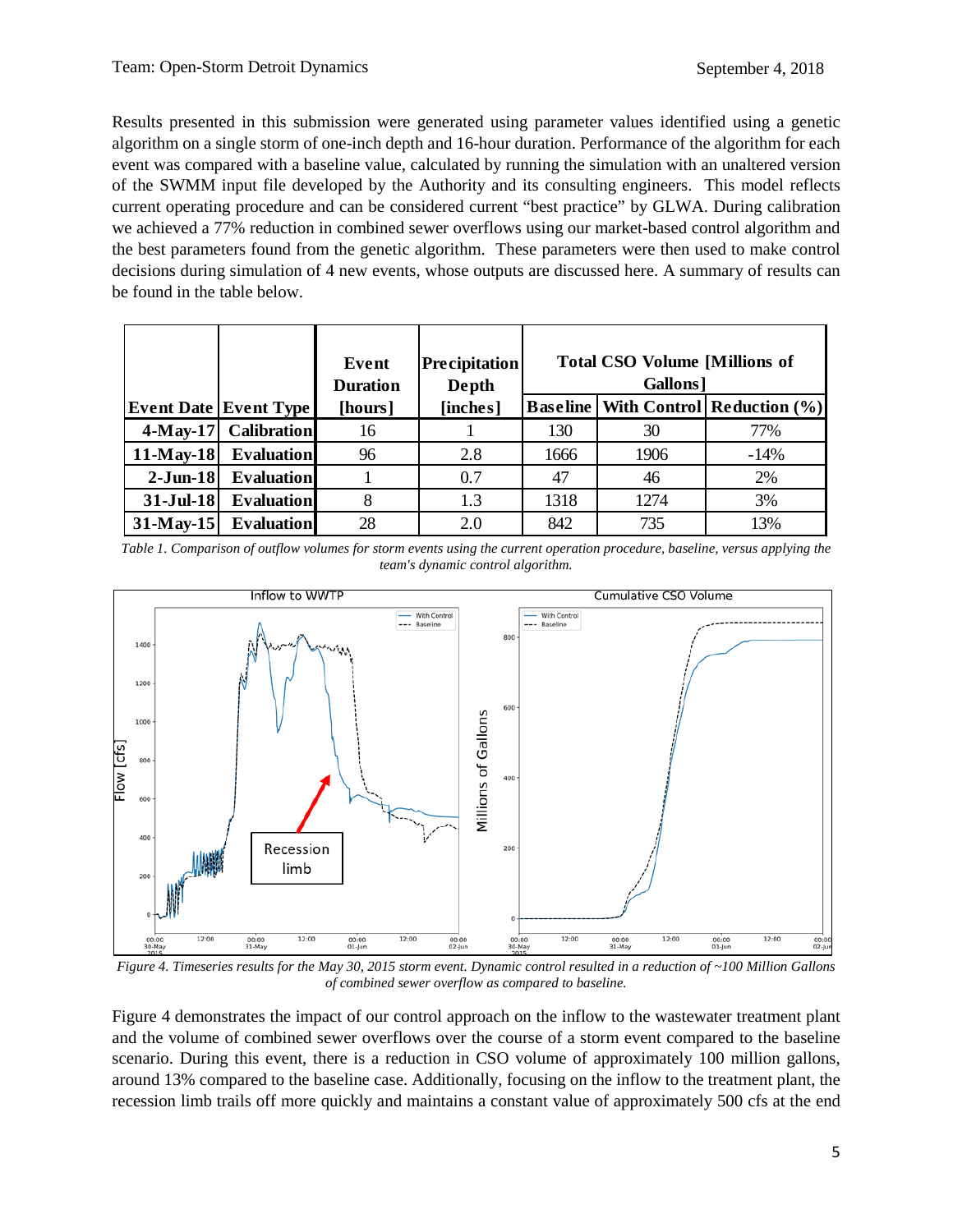Results presented in this submission were generated using parameter values identified using a genetic algorithm on a single storm of one-inch depth and 16-hour duration. Performance of the algorithm for each event was compared with a baseline value, calculated by running the simulation with an unaltered version of the SWMM input file developed by the Authority and its consulting engineers. This model reflects current operating procedure and can be considered current "best practice" by GLWA. During calibration we achieved a 77% reduction in combined sewer overflows using our market-based control algorithm and the best parameters found from the genetic algorithm. These parameters were then used to make control decisions during simulation of 4 new events, whose outputs are discussed here. A summary of results can be found in the table below.

| Event Date | Event Type | Event Duration [hours] | Precipitation Depth [inches] | Total CSO Volume [Millions of Gallons] | | |
|---|---|---|---|---|---|---|
| | | | | Baseline | With Control | Reduction (%) |
| 4-May-17 | Calibration | 16 | 1 | 130 | 30 | 77% |
| 11-May-18 | Evaluation | 96 | 2.8 | 1666 | 1906 | -14% |
| 2-Jun-18 | Evaluation | 1 | 0.7 | 47 | 46 | 2% |
| 31-Jul-18 | Evaluation | 8 | 1.3 | 1318 | 1274 | 3% |
| 31-May-15 | Evaluation | 28 | 2.0 | 842 | 735 | 13% |

*Table 1. Comparison of outflow volumes for storm events using the current operation procedure, baseline, versus applying the team's dynamic control algorithm.*

*Figure 4. Timeseries results for the May 30, 2015 storm event. Dynamic control resulted in a reduction of ~100 Million Gallons of combined sewer overflow as compared to baseline.*

Figure 4 demonstrates the impact of our control approach on the inflow to the wastewater treatment plant and the volume of combined sewer overflows over the course of a storm event compared to the baseline scenario. During this event, there is a reduction in CSO volume of approximately 100 million gallons, around 13% compared to the baseline case. Additionally, focusing on the inflow to the treatment plant, the recession limb trails off more quickly and maintains a constant value of approximately 500 cfs at the end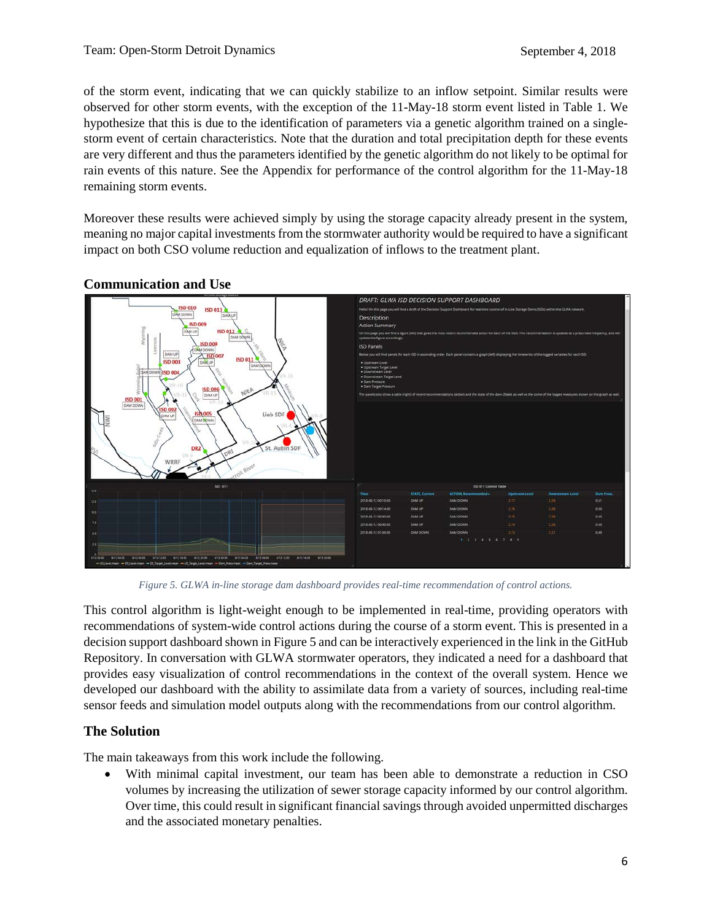of the storm event, indicating that we can quickly stabilize to an inflow setpoint. Similar results were observed for other storm events, with the exception of the 11-May-18 storm event listed in Table 1. We hypothesize that this is due to the identification of parameters via a genetic algorithm trained on a single-storm event of certain characteristics. Note that the duration and total precipitation depth for these events are very different and thus the parameters identified by the genetic algorithm do not likely to be optimal for rain events of this nature. See the Appendix for performance of the control algorithm for the 11-May-18 remaining storm events.

Moreover these results were achieved simply by using the storage capacity already present in the system, meaning no major capital investments from the stormwater authority would be required to have a significant impact on both CSO volume reduction and equalization of inflows to the treatment plant.

## Communication and Use

*Figure 5. GLWA in-line storage dam dashboard provides real-time recommendation of control actions.*

This control algorithm is light-weight enough to be implemented in real-time, providing operators with recommendations of system-wide control actions during the course of a storm event. This is presented in a decision support dashboard shown in Figure 5 and can be interactively experienced in the link in the GitHub Repository. In conversation with GLWA stormwater operators, they indicated a need for a dashboard that provides easy visualization of control recommendations in the context of the overall system. Hence we developed our dashboard with the ability to assimilate data from a variety of sources, including real-time sensor feeds and simulation model outputs along with the recommendations from our control algorithm.

## The Solution

The main takeaways from this work include the following.

- With minimal capital investment, our team has been able to demonstrate a reduction in CSO volumes by increasing the utilization of sewer storage capacity informed by our control algorithm. Over time, this could result in significant financial savings through avoided unpermitted discharges and the associated monetary penalties.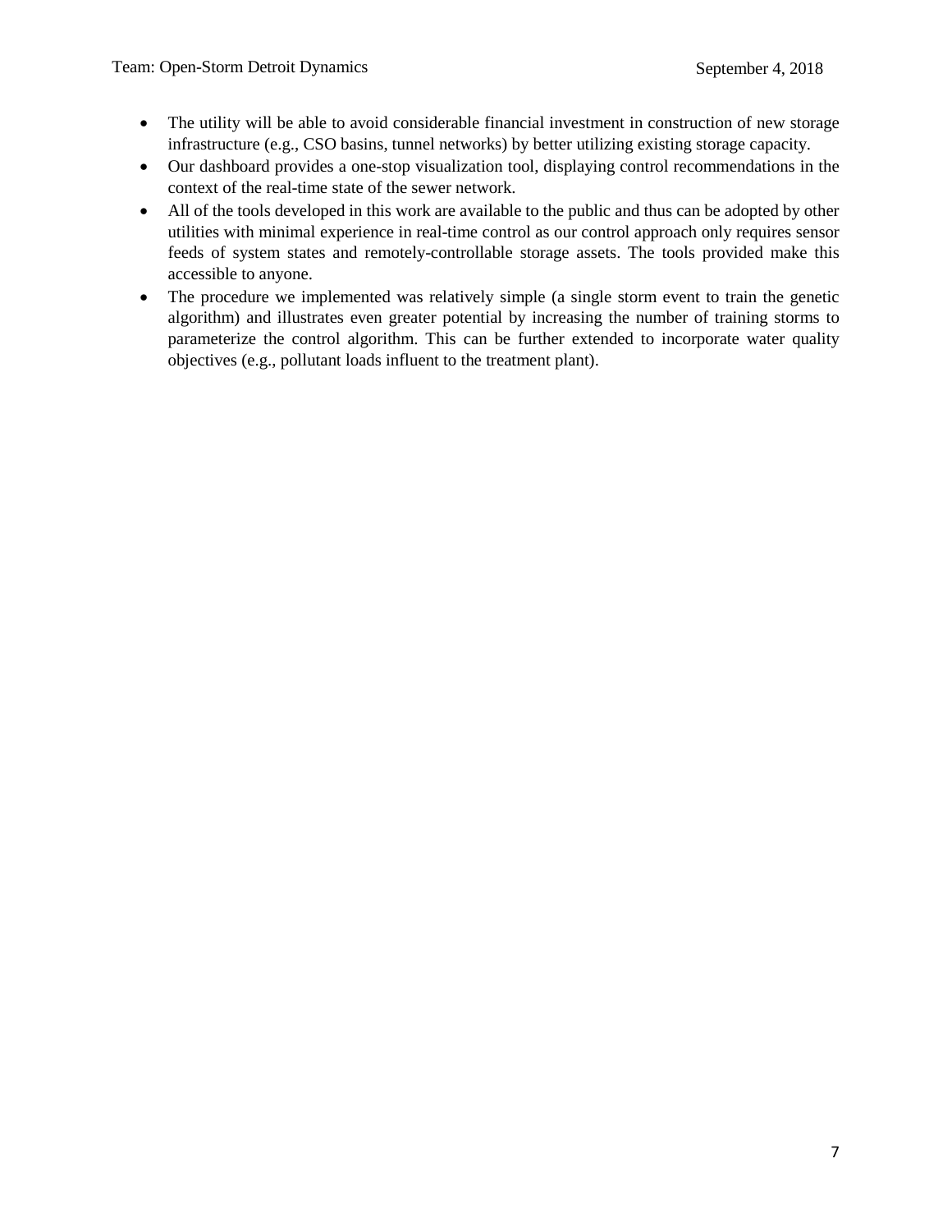- The utility will be able to avoid considerable financial investment in construction of new storage infrastructure (e.g., CSO basins, tunnel networks) by better utilizing existing storage capacity.
- Our dashboard provides a one-stop visualization tool, displaying control recommendations in the context of the real-time state of the sewer network.
- All of the tools developed in this work are available to the public and thus can be adopted by other utilities with minimal experience in real-time control as our control approach only requires sensor feeds of system states and remotely-controllable storage assets. The tools provided make this accessible to anyone.
- The procedure we implemented was relatively simple (a single storm event to train the genetic algorithm) and illustrates even greater potential by increasing the number of training storms to parameterize the control algorithm. This can be further extended to incorporate water quality objectives (e.g., pollutant loads influent to the treatment plant).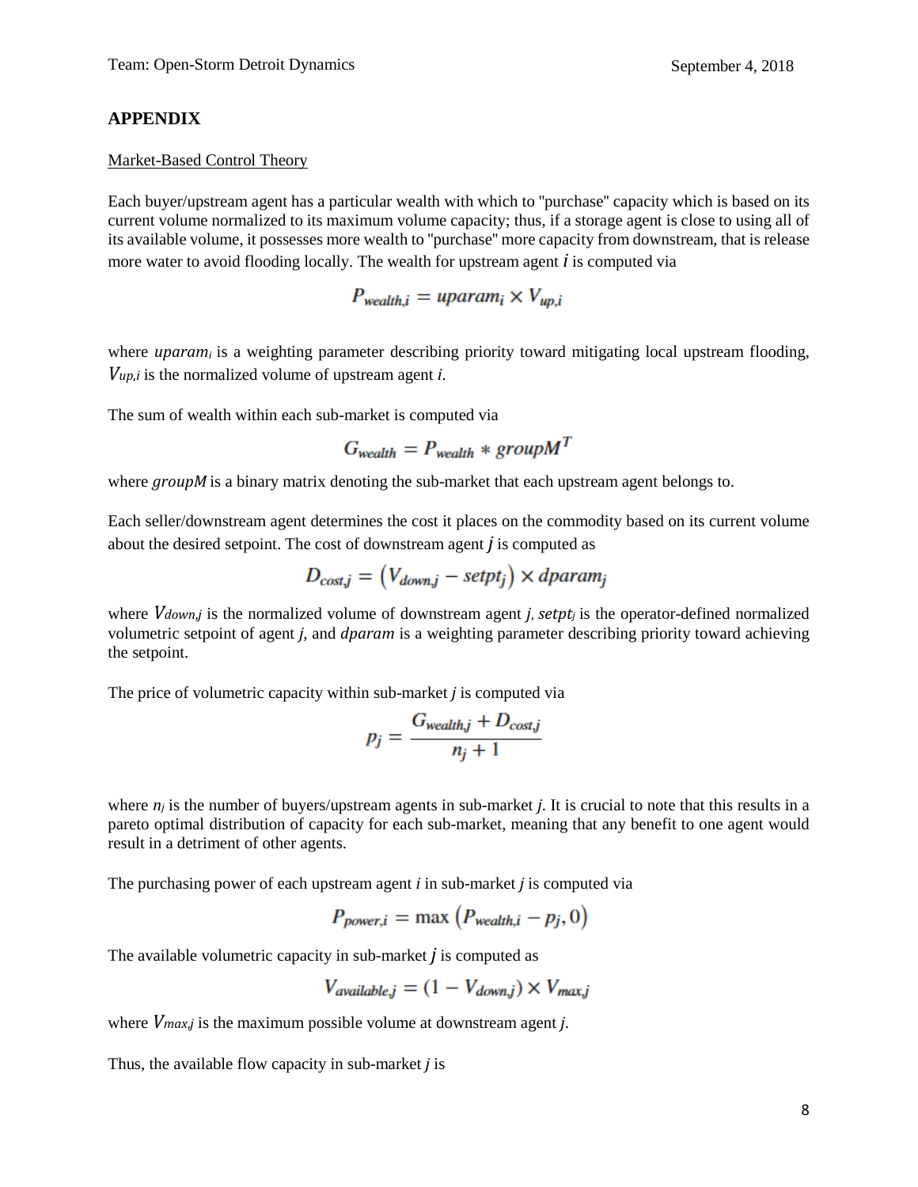## APPENDIX

Market-Based Control Theory

Each buyer/upstream agent has a particular wealth with which to "purchase" capacity which is based on its current volume normalized to its maximum volume capacity; thus, if a storage agent is close to using all of its available volume, it possesses more wealth to "purchase" more capacity from downstream, that is release more water to avoid flooding locally. The wealth for upstream agent $i$ is computed via

$$P_{wealth,i} = uparam_i \times V_{up,i}$$

where $uparam_i$ is a weighting parameter describing priority toward mitigating local upstream flooding, $V_{up,i}$ is the normalized volume of upstream agent $i$.

The sum of wealth within each sub-market is computed via

$$G_{wealth} = P_{wealth} * groupM^T$$

where $groupM$ is a binary matrix denoting the sub-market that each upstream agent belongs to.

Each seller/downstream agent determines the cost it places on the commodity based on its current volume about the desired setpoint. The cost of downstream agent $j$ is computed as

$$D_{cost,j} = \left(V_{down,j} - setpt_j\right) \times dparam_j$$

where $V_{down,j}$ is the normalized volume of downstream agent $j$, $setpt_j$ is the operator-defined normalized volumetric setpoint of agent $j$, and $dparam$ is a weighting parameter describing priority toward achieving the setpoint.

The price of volumetric capacity within sub-market $j$ is computed via

$$p_j = \frac{G_{wealth,j} + D_{cost,j}}{n_j + 1}$$

where $n_j$ is the number of buyers/upstream agents in sub-market $j$. It is crucial to note that this results in a pareto optimal distribution of capacity for each sub-market, meaning that any benefit to one agent would result in a detriment of other agents.

The purchasing power of each upstream agent $i$ in sub-market $j$ is computed via

$$P_{power,i} = \max\left(P_{wealth,i} - p_j, 0\right)$$

The available volumetric capacity in sub-market $j$ is computed as

$$V_{available,j} = (1 - V_{down,j}) \times V_{max,j}$$

where $V_{max,j}$ is the maximum possible volume at downstream agent $j$.

Thus, the available flow capacity in sub-market $j$ is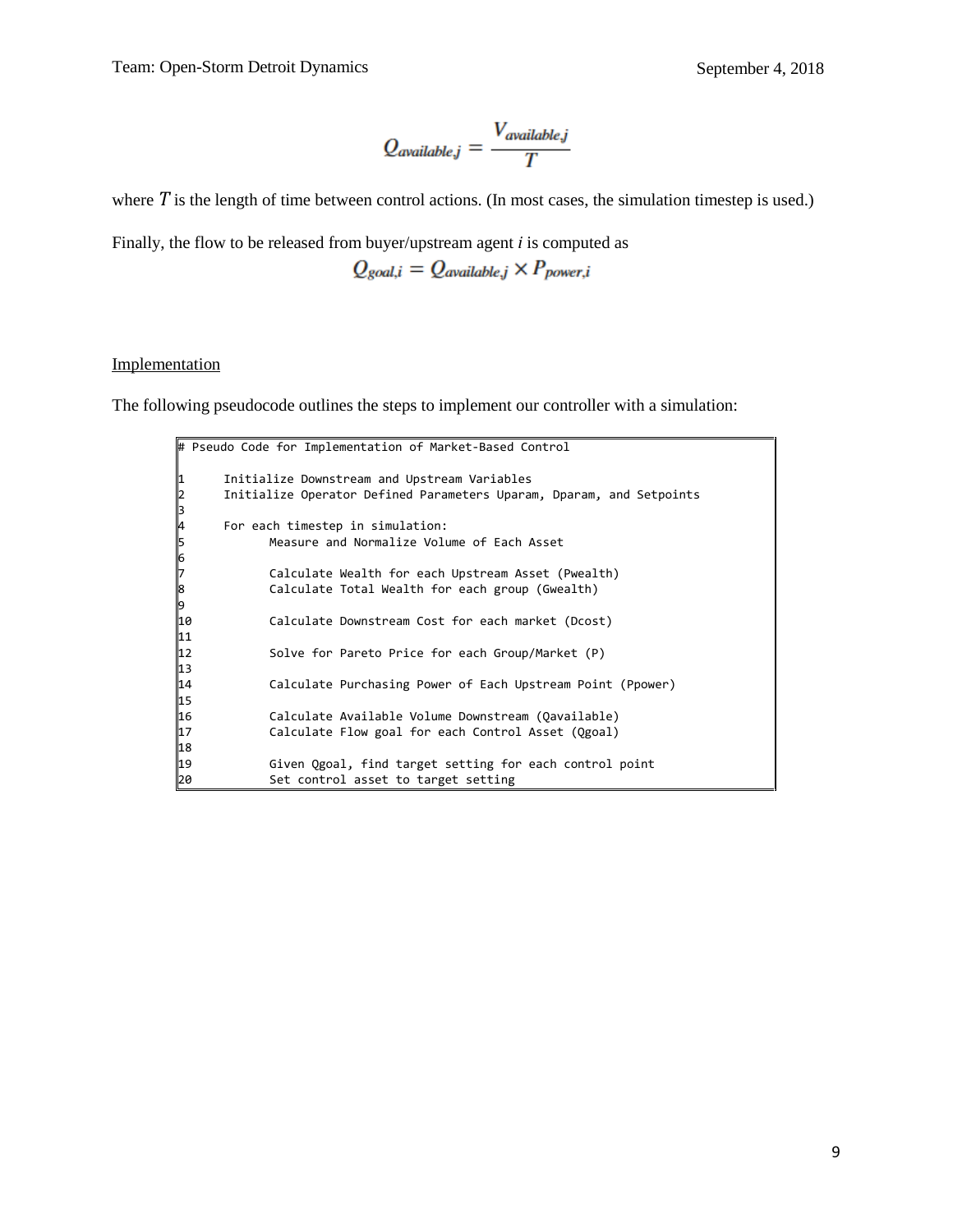$$Q_{available,j} = \frac{V_{available,j}}{T}$$

where $T$ is the length of time between control actions. (In most cases, the simulation timestep is used.)

Finally, the flow to be released from buyer/upstream agent *i* is computed as

$$Q_{goal,i} = Q_{available,j} \times P_{power,i}$$

Implementation

The following pseudocode outlines the steps to implement our controller with a simulation:

```
# Pseudo Code for Implementation of Market-Based Control

1      Initialize Downstream and Upstream Variables
2      Initialize Operator Defined Parameters Uparam, Dparam, and Setpoints
3
4      For each timestep in simulation:
5             Measure and Normalize Volume of Each Asset
6
7             Calculate Wealth for each Upstream Asset (Pwealth)
8             Calculate Total Wealth for each group (Gwealth)
9
10            Calculate Downstream Cost for each market (Dcost)
11
12            Solve for Pareto Price for each Group/Market (P)
13
14            Calculate Purchasing Power of Each Upstream Point (Ppower)
15
16            Calculate Available Volume Downstream (Qavailable)
17            Calculate Flow goal for each Control Asset (Qgoal)
18
19            Given Qgoal, find target setting for each control point
20            Set control asset to target setting
```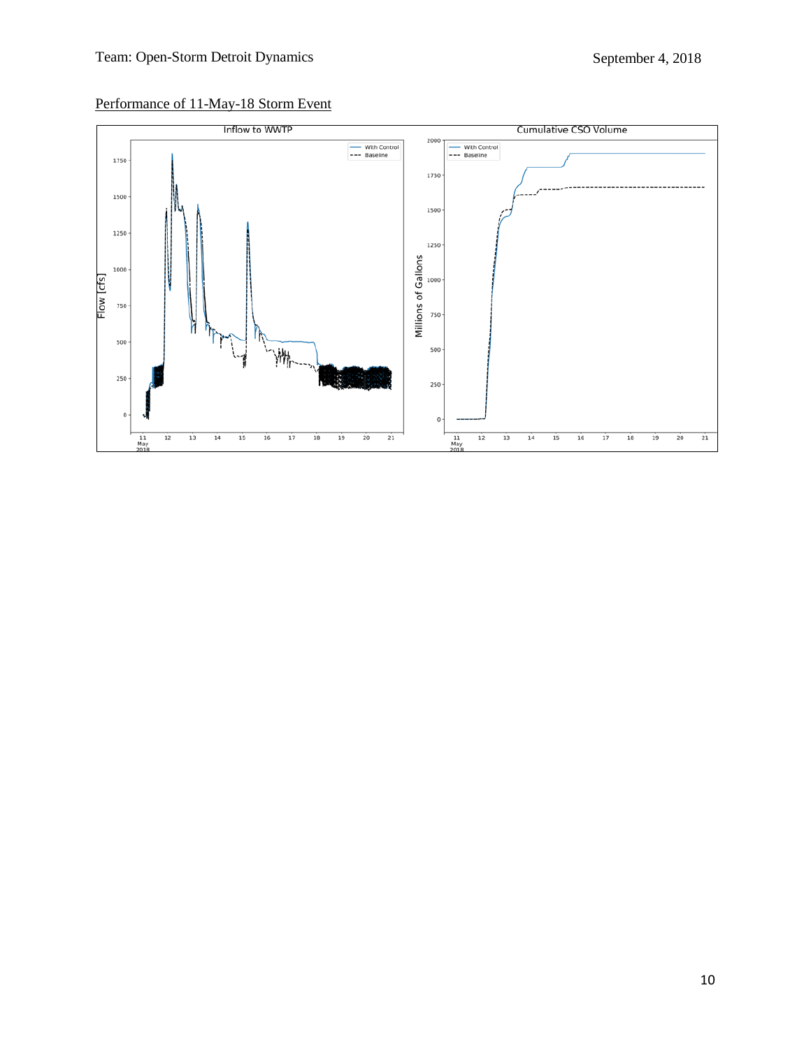Performance of 11-May-18 Storm Event

Inflow to WWTP

Flow [cfs]

0
250
500
750
1000
1250
1500
1750

With Control
Baseline

11
May
2018
12
13
14
15
16
17
18
19
20
21

Cumulative CSO Volume

Millions of Gallons

0
250
500
750
1000
1250
1500
1750
2000

With Control
Baseline

11
May
2018
12
13
14
15
16
17
18
19
20
21